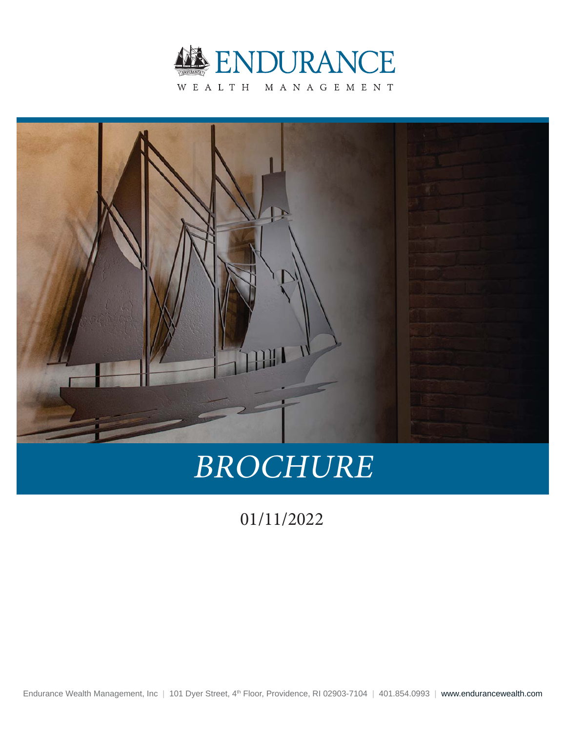# ENDURANCE

WEALTH MANAGEMENT

# BROCHURE

01/11/2022

Endurance Wealth Management, Inc | 101 Dyer Street, 4th Floor, Providence, RI 02903-7104 | 401.854.0993 | www.endurancewealth.com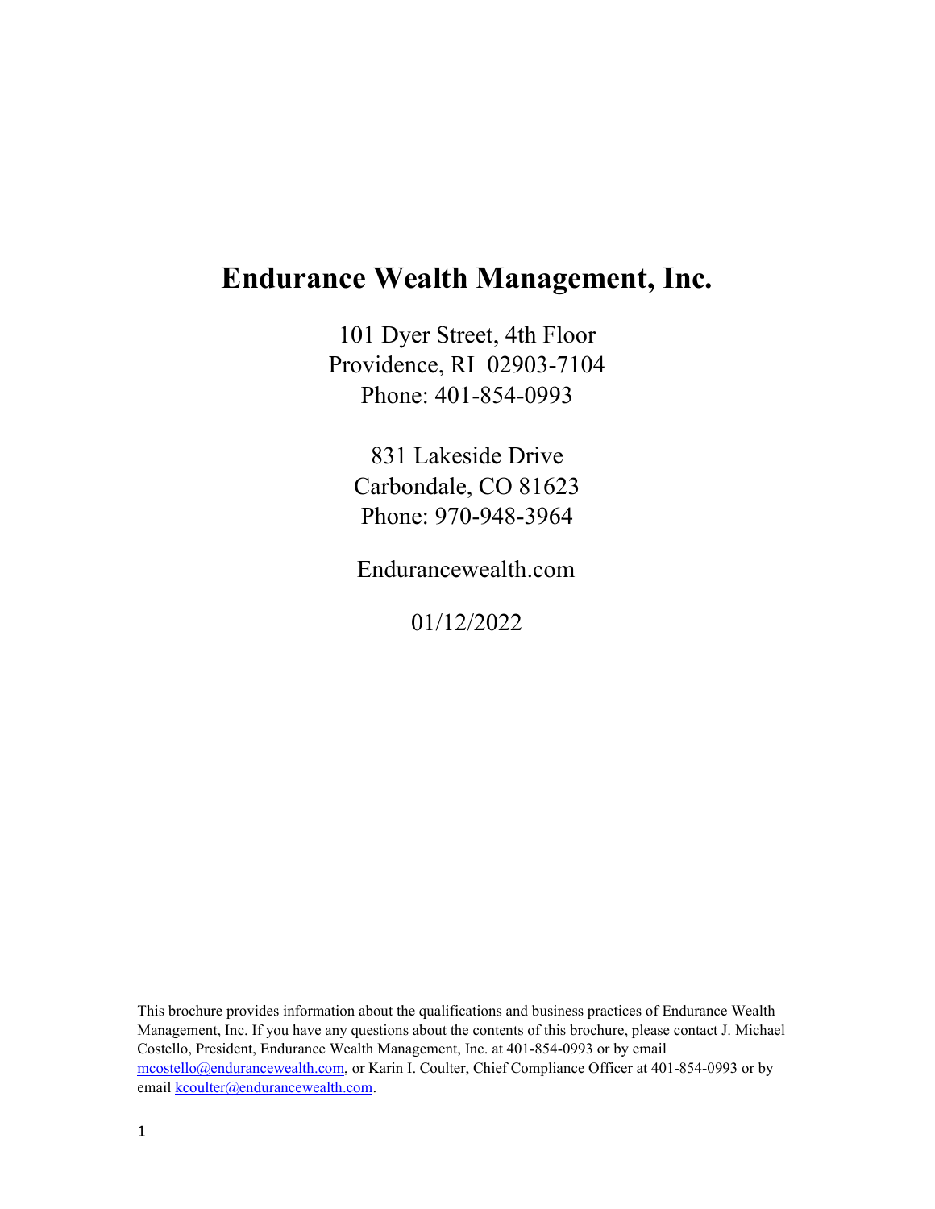# Endurance Wealth Management, Inc.

101 Dyer Street, 4th Floor
Providence, RI 02903-7104
Phone: 401-854-0993

831 Lakeside Drive
Carbondale, CO 81623
Phone: 970-948-3964

Endurancewealth.com

01/12/2022

This brochure provides information about the qualifications and business practices of Endurance Wealth Management, Inc. If you have any questions about the contents of this brochure, please contact J. Michael Costello, President, Endurance Wealth Management, Inc. at 401-854-0993 or by email mcostello@endurancewealth.com, or Karin I. Coulter, Chief Compliance Officer at 401-854-0993 or by email kcoulter@endurancewealth.com.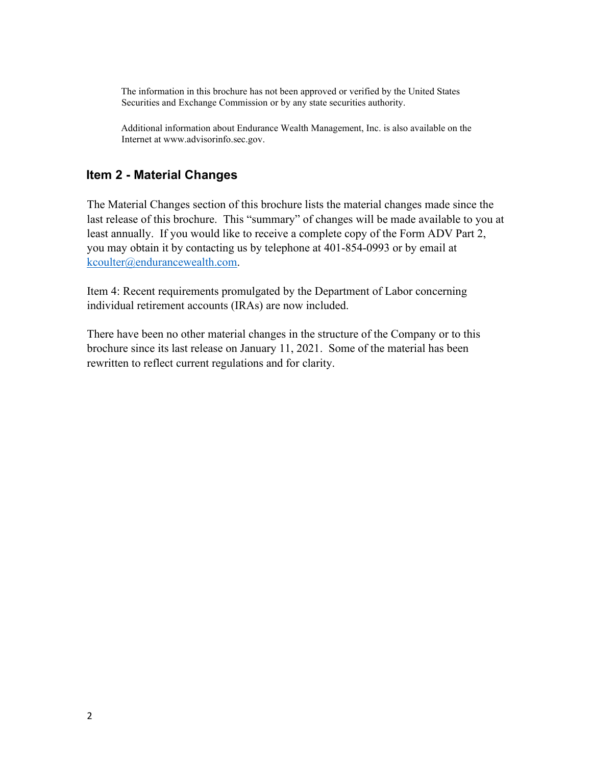The information in this brochure has not been approved or verified by the United States Securities and Exchange Commission or by any state securities authority.

Additional information about Endurance Wealth Management, Inc. is also available on the Internet at www.advisorinfo.sec.gov.

## Item 2 - Material Changes

The Material Changes section of this brochure lists the material changes made since the last release of this brochure. This "summary" of changes will be made available to you at least annually. If you would like to receive a complete copy of the Form ADV Part 2, you may obtain it by contacting us by telephone at 401-854-0993 or by email at kcoulter@endurancewealth.com.

Item 4: Recent requirements promulgated by the Department of Labor concerning individual retirement accounts (IRAs) are now included.

There have been no other material changes in the structure of the Company or to this brochure since its last release on January 11, 2021. Some of the material has been rewritten to reflect current regulations and for clarity.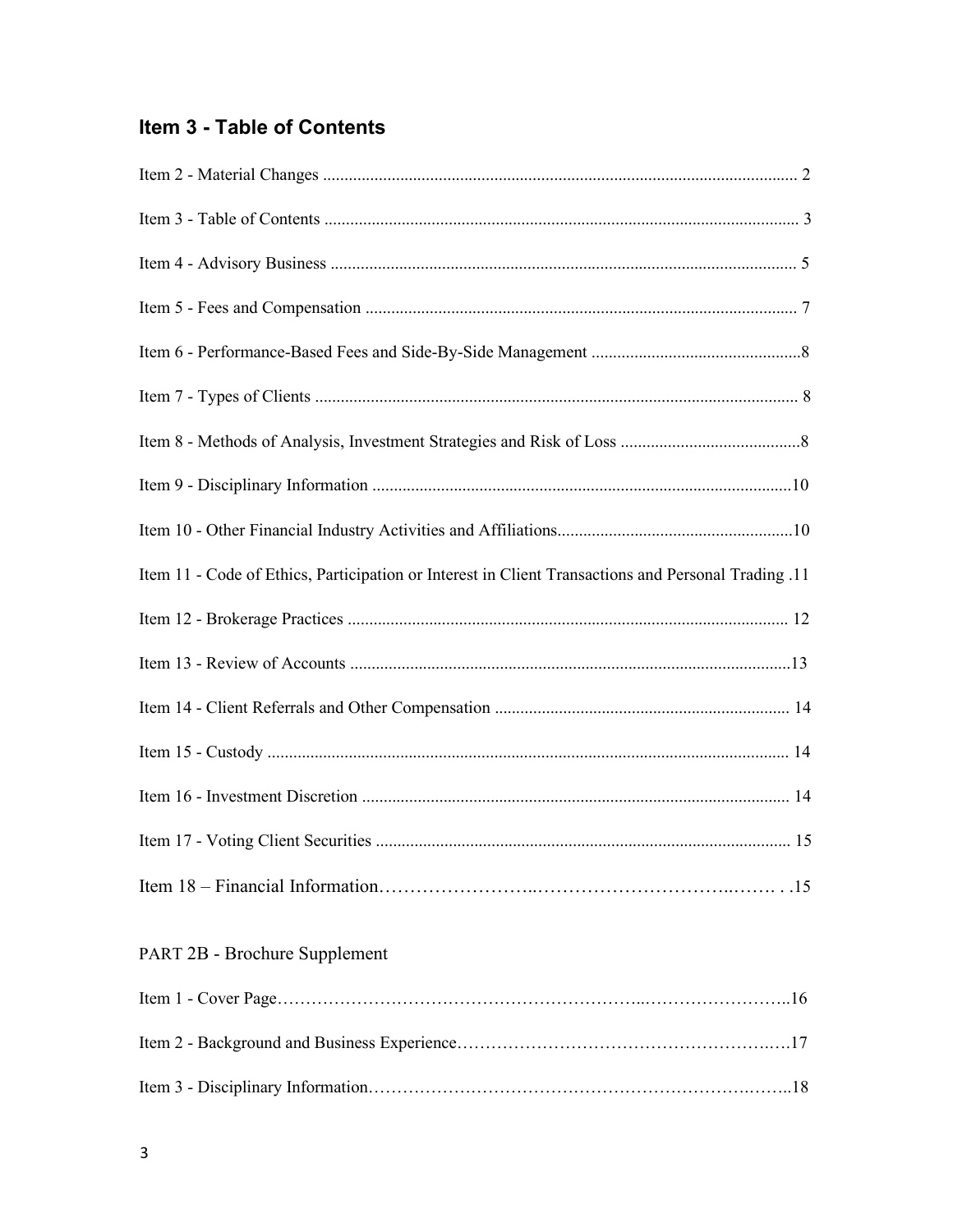## Item 3 - Table of Contents

Item 2 - Material Changes .............................................................................................................. 2

Item 3 - Table of Contents .............................................................................................................. 3

Item 4 - Advisory Business ............................................................................................................ 5

Item 5 - Fees and Compensation .................................................................................................... 7

Item 6 - Performance-Based Fees and Side-By-Side Management .................................................8

Item 7 - Types of Clients ................................................................................................................ 8

Item 8 - Methods of Analysis, Investment Strategies and Risk of Loss ..........................................8

Item 9 - Disciplinary Information .................................................................................................10

Item 10 - Other Financial Industry Activities and Affiliations......................................................10

Item 11 - Code of Ethics, Participation or Interest in Client Transactions and Personal Trading .11

Item 12 - Brokerage Practices ...................................................................................................... 12

Item 13 - Review of Accounts ......................................................................................................13

Item 14 - Client Referrals and Other Compensation .................................................................... 14

Item 15 - Custody ......................................................................................................................... 14

Item 16 - Investment Discretion ................................................................................................... 14

Item 17 - Voting Client Securities ................................................................................................ 15

Item 18 – Financial Information……………………..…………………………..……. . .15

PART 2B - Brochure Supplement

Item 1 - Cover Page……………………………………………………..……………………..16

Item 2 - Background and Business Experience…………………………………………….….17

Item 3 - Disciplinary Information……………………………………………………….……..18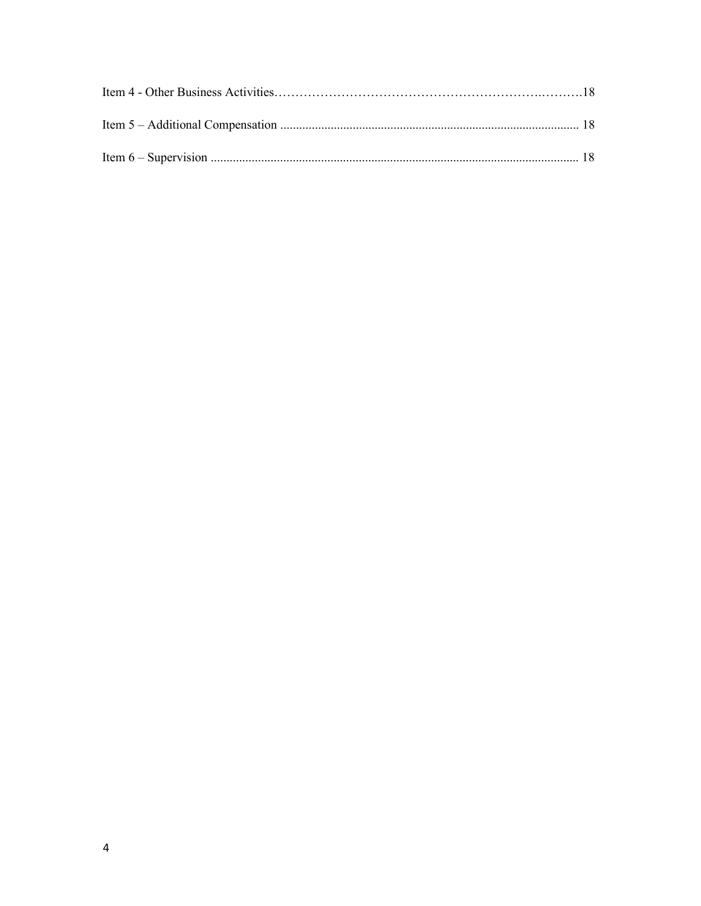Item 4 - Other Business Activities……………………………………………………….……….18

Item 5 – Additional Compensation .............................................................................................. 18

Item 6 – Supervision .................................................................................................................... 18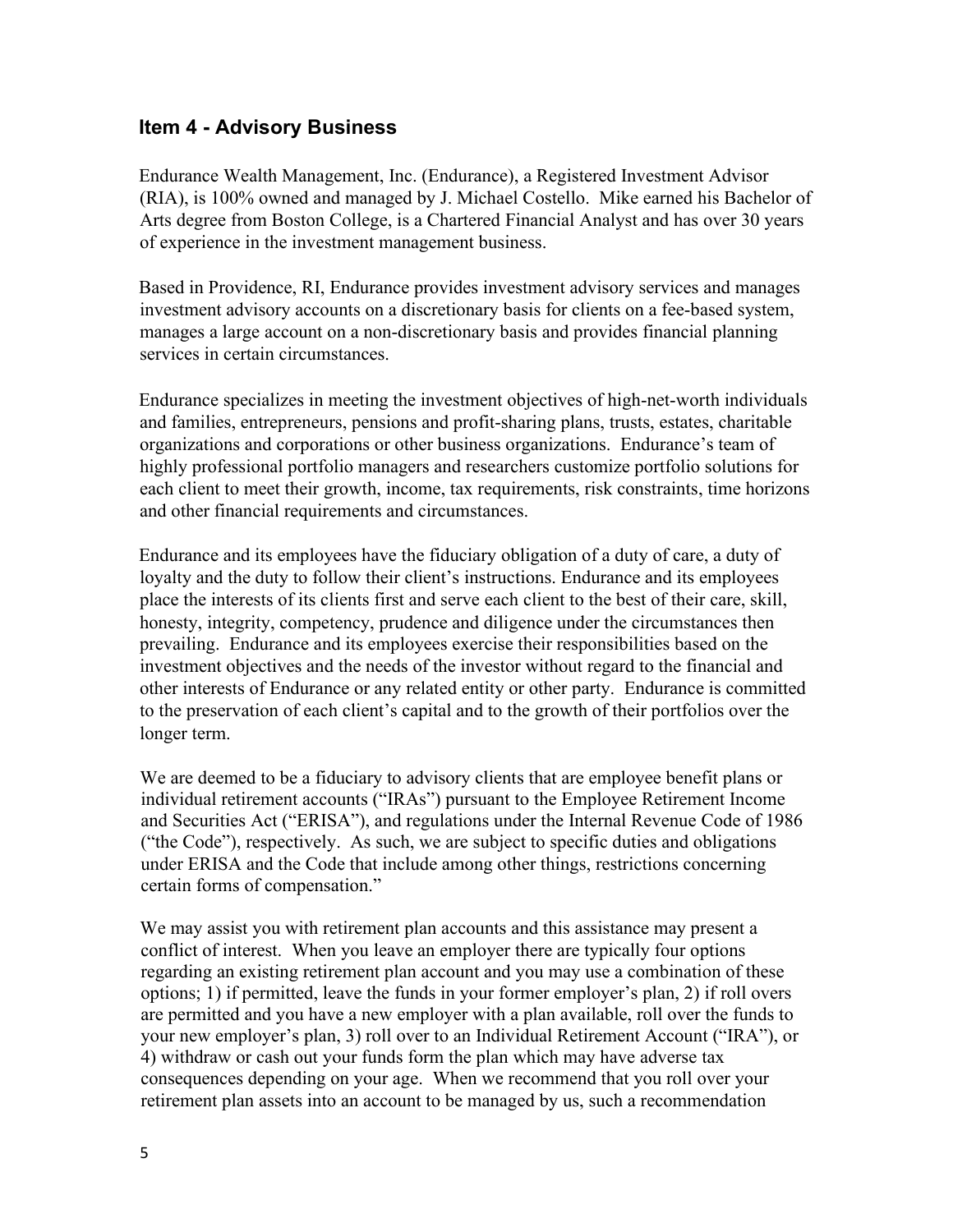## Item 4 - Advisory Business

Endurance Wealth Management, Inc. (Endurance), a Registered Investment Advisor (RIA), is 100% owned and managed by J. Michael Costello. Mike earned his Bachelor of Arts degree from Boston College, is a Chartered Financial Analyst and has over 30 years of experience in the investment management business.

Based in Providence, RI, Endurance provides investment advisory services and manages investment advisory accounts on a discretionary basis for clients on a fee-based system, manages a large account on a non-discretionary basis and provides financial planning services in certain circumstances.

Endurance specializes in meeting the investment objectives of high-net-worth individuals and families, entrepreneurs, pensions and profit-sharing plans, trusts, estates, charitable organizations and corporations or other business organizations. Endurance's team of highly professional portfolio managers and researchers customize portfolio solutions for each client to meet their growth, income, tax requirements, risk constraints, time horizons and other financial requirements and circumstances.

Endurance and its employees have the fiduciary obligation of a duty of care, a duty of loyalty and the duty to follow their client's instructions. Endurance and its employees place the interests of its clients first and serve each client to the best of their care, skill, honesty, integrity, competency, prudence and diligence under the circumstances then prevailing. Endurance and its employees exercise their responsibilities based on the investment objectives and the needs of the investor without regard to the financial and other interests of Endurance or any related entity or other party. Endurance is committed to the preservation of each client's capital and to the growth of their portfolios over the longer term.

We are deemed to be a fiduciary to advisory clients that are employee benefit plans or individual retirement accounts ("IRAs") pursuant to the Employee Retirement Income and Securities Act ("ERISA"), and regulations under the Internal Revenue Code of 1986 ("the Code"), respectively. As such, we are subject to specific duties and obligations under ERISA and the Code that include among other things, restrictions concerning certain forms of compensation."

We may assist you with retirement plan accounts and this assistance may present a conflict of interest. When you leave an employer there are typically four options regarding an existing retirement plan account and you may use a combination of these options; 1) if permitted, leave the funds in your former employer's plan, 2) if roll overs are permitted and you have a new employer with a plan available, roll over the funds to your new employer's plan, 3) roll over to an Individual Retirement Account ("IRA"), or 4) withdraw or cash out your funds form the plan which may have adverse tax consequences depending on your age. When we recommend that you roll over your retirement plan assets into an account to be managed by us, such a recommendation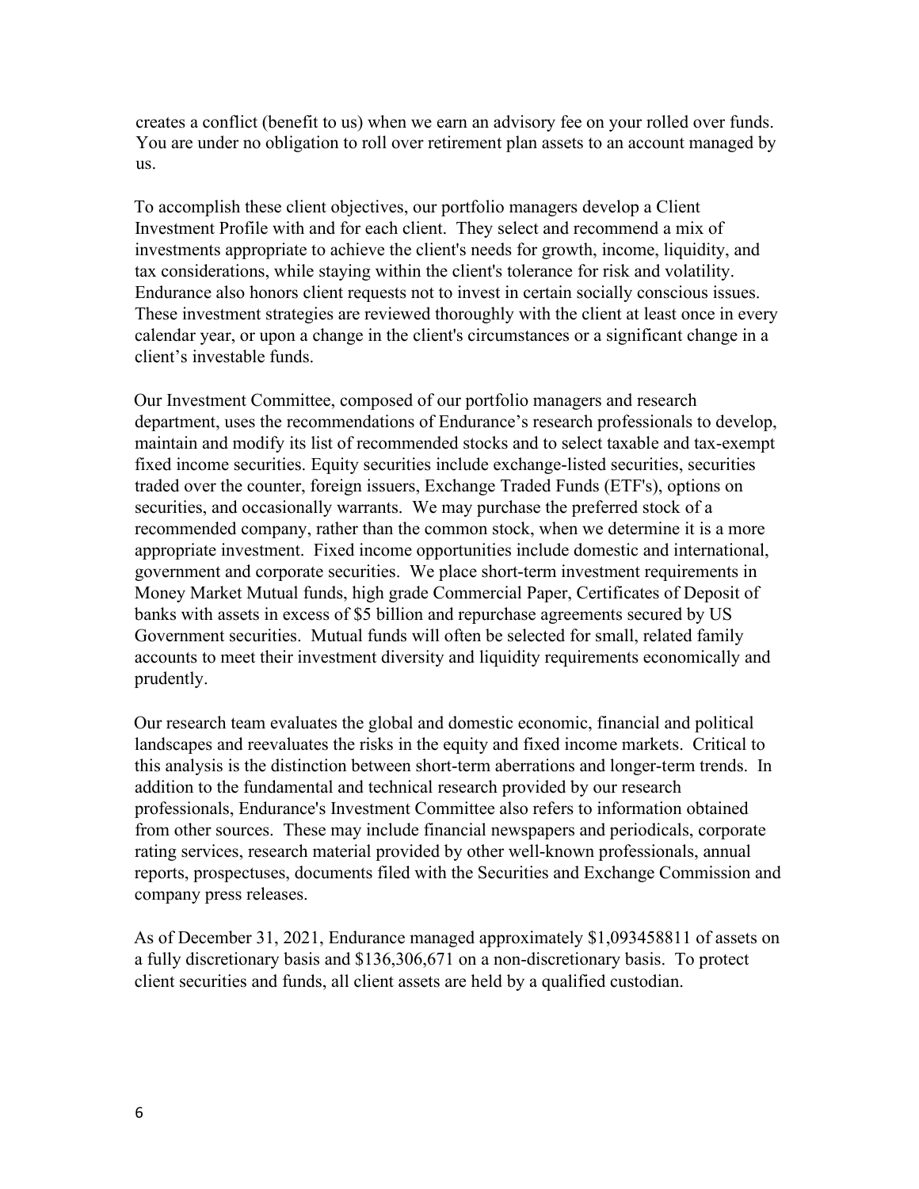creates a conflict (benefit to us) when we earn an advisory fee on your rolled over funds. You are under no obligation to roll over retirement plan assets to an account managed by us.

To accomplish these client objectives, our portfolio managers develop a Client Investment Profile with and for each client. They select and recommend a mix of investments appropriate to achieve the client's needs for growth, income, liquidity, and tax considerations, while staying within the client's tolerance for risk and volatility. Endurance also honors client requests not to invest in certain socially conscious issues. These investment strategies are reviewed thoroughly with the client at least once in every calendar year, or upon a change in the client's circumstances or a significant change in a client's investable funds.

Our Investment Committee, composed of our portfolio managers and research department, uses the recommendations of Endurance's research professionals to develop, maintain and modify its list of recommended stocks and to select taxable and tax-exempt fixed income securities. Equity securities include exchange-listed securities, securities traded over the counter, foreign issuers, Exchange Traded Funds (ETF's), options on securities, and occasionally warrants. We may purchase the preferred stock of a recommended company, rather than the common stock, when we determine it is a more appropriate investment. Fixed income opportunities include domestic and international, government and corporate securities. We place short-term investment requirements in Money Market Mutual funds, high grade Commercial Paper, Certificates of Deposit of banks with assets in excess of $5 billion and repurchase agreements secured by US Government securities. Mutual funds will often be selected for small, related family accounts to meet their investment diversity and liquidity requirements economically and prudently.

Our research team evaluates the global and domestic economic, financial and political landscapes and reevaluates the risks in the equity and fixed income markets. Critical to this analysis is the distinction between short-term aberrations and longer-term trends. In addition to the fundamental and technical research provided by our research professionals, Endurance's Investment Committee also refers to information obtained from other sources. These may include financial newspapers and periodicals, corporate rating services, research material provided by other well-known professionals, annual reports, prospectuses, documents filed with the Securities and Exchange Commission and company press releases.

As of December 31, 2021, Endurance managed approximately $1,093458811 of assets on a fully discretionary basis and $136,306,671 on a non-discretionary basis. To protect client securities and funds, all client assets are held by a qualified custodian.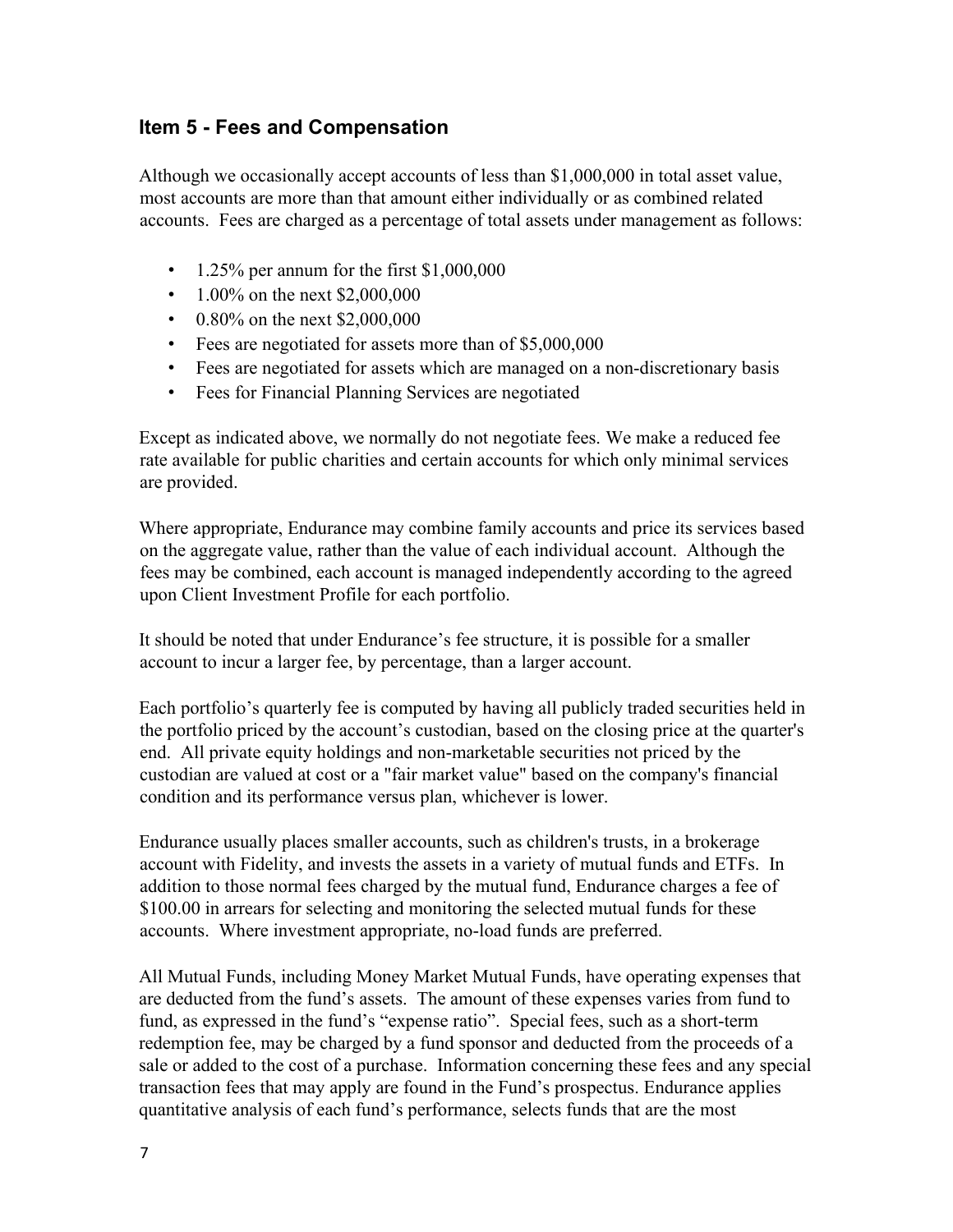## Item 5 - Fees and Compensation

Although we occasionally accept accounts of less than $1,000,000 in total asset value, most accounts are more than that amount either individually or as combined related accounts. Fees are charged as a percentage of total assets under management as follows:

- 1.25% per annum for the first $1,000,000
- 1.00% on the next $2,000,000
- 0.80% on the next $2,000,000
- Fees are negotiated for assets more than of $5,000,000
- Fees are negotiated for assets which are managed on a non-discretionary basis
- Fees for Financial Planning Services are negotiated

Except as indicated above, we normally do not negotiate fees. We make a reduced fee rate available for public charities and certain accounts for which only minimal services are provided.

Where appropriate, Endurance may combine family accounts and price its services based on the aggregate value, rather than the value of each individual account. Although the fees may be combined, each account is managed independently according to the agreed upon Client Investment Profile for each portfolio.

It should be noted that under Endurance's fee structure, it is possible for a smaller account to incur a larger fee, by percentage, than a larger account.

Each portfolio's quarterly fee is computed by having all publicly traded securities held in the portfolio priced by the account's custodian, based on the closing price at the quarter's end. All private equity holdings and non-marketable securities not priced by the custodian are valued at cost or a "fair market value" based on the company's financial condition and its performance versus plan, whichever is lower.

Endurance usually places smaller accounts, such as children's trusts, in a brokerage account with Fidelity, and invests the assets in a variety of mutual funds and ETFs. In addition to those normal fees charged by the mutual fund, Endurance charges a fee of $100.00 in arrears for selecting and monitoring the selected mutual funds for these accounts. Where investment appropriate, no-load funds are preferred.

All Mutual Funds, including Money Market Mutual Funds, have operating expenses that are deducted from the fund's assets. The amount of these expenses varies from fund to fund, as expressed in the fund's "expense ratio". Special fees, such as a short-term redemption fee, may be charged by a fund sponsor and deducted from the proceeds of a sale or added to the cost of a purchase. Information concerning these fees and any special transaction fees that may apply are found in the Fund's prospectus. Endurance applies quantitative analysis of each fund's performance, selects funds that are the most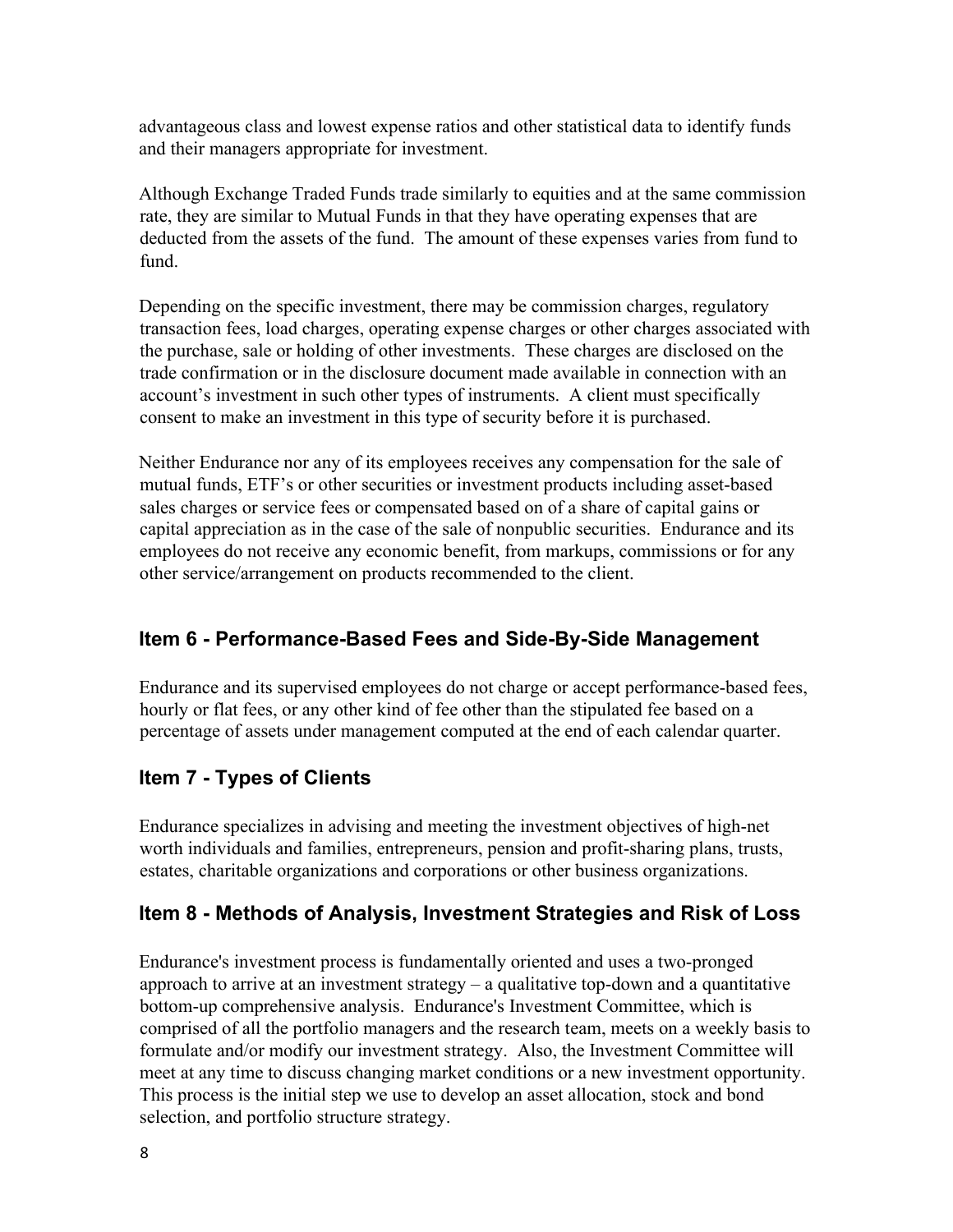advantageous class and lowest expense ratios and other statistical data to identify funds and their managers appropriate for investment.

Although Exchange Traded Funds trade similarly to equities and at the same commission rate, they are similar to Mutual Funds in that they have operating expenses that are deducted from the assets of the fund. The amount of these expenses varies from fund to fund.

Depending on the specific investment, there may be commission charges, regulatory transaction fees, load charges, operating expense charges or other charges associated with the purchase, sale or holding of other investments. These charges are disclosed on the trade confirmation or in the disclosure document made available in connection with an account's investment in such other types of instruments. A client must specifically consent to make an investment in this type of security before it is purchased.

Neither Endurance nor any of its employees receives any compensation for the sale of mutual funds, ETF's or other securities or investment products including asset-based sales charges or service fees or compensated based on of a share of capital gains or capital appreciation as in the case of the sale of nonpublic securities. Endurance and its employees do not receive any economic benefit, from markups, commissions or for any other service/arrangement on products recommended to the client.

## Item 6 - Performance-Based Fees and Side-By-Side Management

Endurance and its supervised employees do not charge or accept performance-based fees, hourly or flat fees, or any other kind of fee other than the stipulated fee based on a percentage of assets under management computed at the end of each calendar quarter.

## Item 7 - Types of Clients

Endurance specializes in advising and meeting the investment objectives of high-net worth individuals and families, entrepreneurs, pension and profit-sharing plans, trusts, estates, charitable organizations and corporations or other business organizations.

## Item 8 - Methods of Analysis, Investment Strategies and Risk of Loss

Endurance's investment process is fundamentally oriented and uses a two-pronged approach to arrive at an investment strategy – a qualitative top-down and a quantitative bottom-up comprehensive analysis. Endurance's Investment Committee, which is comprised of all the portfolio managers and the research team, meets on a weekly basis to formulate and/or modify our investment strategy. Also, the Investment Committee will meet at any time to discuss changing market conditions or a new investment opportunity. This process is the initial step we use to develop an asset allocation, stock and bond selection, and portfolio structure strategy.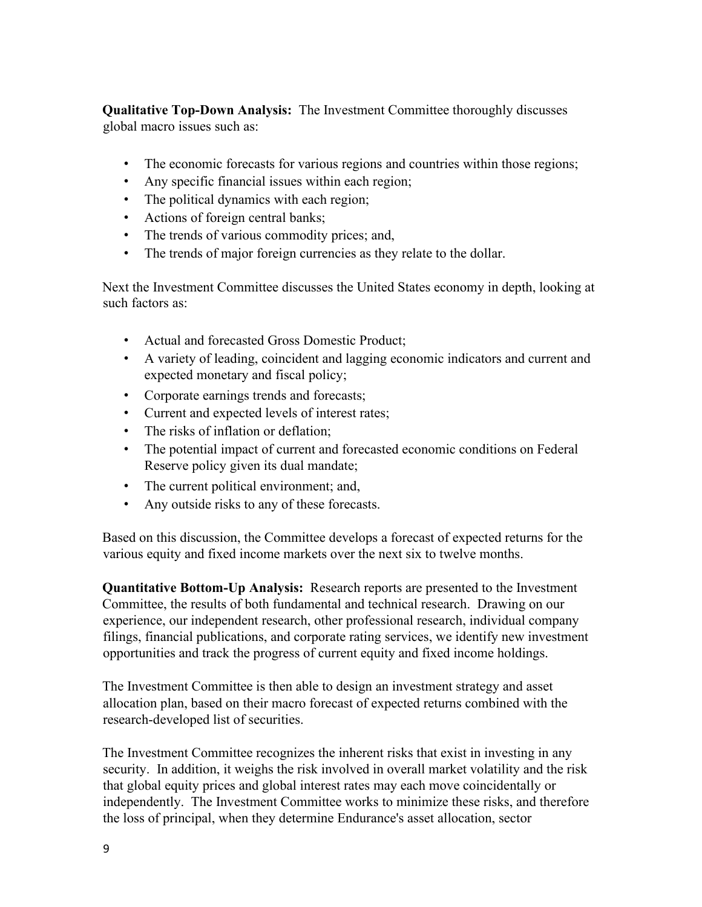**Qualitative Top-Down Analysis:** The Investment Committee thoroughly discusses global macro issues such as:

- The economic forecasts for various regions and countries within those regions;
- Any specific financial issues within each region;
- The political dynamics with each region;
- Actions of foreign central banks;
- The trends of various commodity prices; and,
- The trends of major foreign currencies as they relate to the dollar.

Next the Investment Committee discusses the United States economy in depth, looking at such factors as:

- Actual and forecasted Gross Domestic Product;
- A variety of leading, coincident and lagging economic indicators and current and expected monetary and fiscal policy;
- Corporate earnings trends and forecasts;
- Current and expected levels of interest rates;
- The risks of inflation or deflation;
- The potential impact of current and forecasted economic conditions on Federal Reserve policy given its dual mandate;
- The current political environment; and,
- Any outside risks to any of these forecasts.

Based on this discussion, the Committee develops a forecast of expected returns for the various equity and fixed income markets over the next six to twelve months.

**Quantitative Bottom-Up Analysis:** Research reports are presented to the Investment Committee, the results of both fundamental and technical research. Drawing on our experience, our independent research, other professional research, individual company filings, financial publications, and corporate rating services, we identify new investment opportunities and track the progress of current equity and fixed income holdings.

The Investment Committee is then able to design an investment strategy and asset allocation plan, based on their macro forecast of expected returns combined with the research-developed list of securities.

The Investment Committee recognizes the inherent risks that exist in investing in any security. In addition, it weighs the risk involved in overall market volatility and the risk that global equity prices and global interest rates may each move coincidentally or independently. The Investment Committee works to minimize these risks, and therefore the loss of principal, when they determine Endurance's asset allocation, sector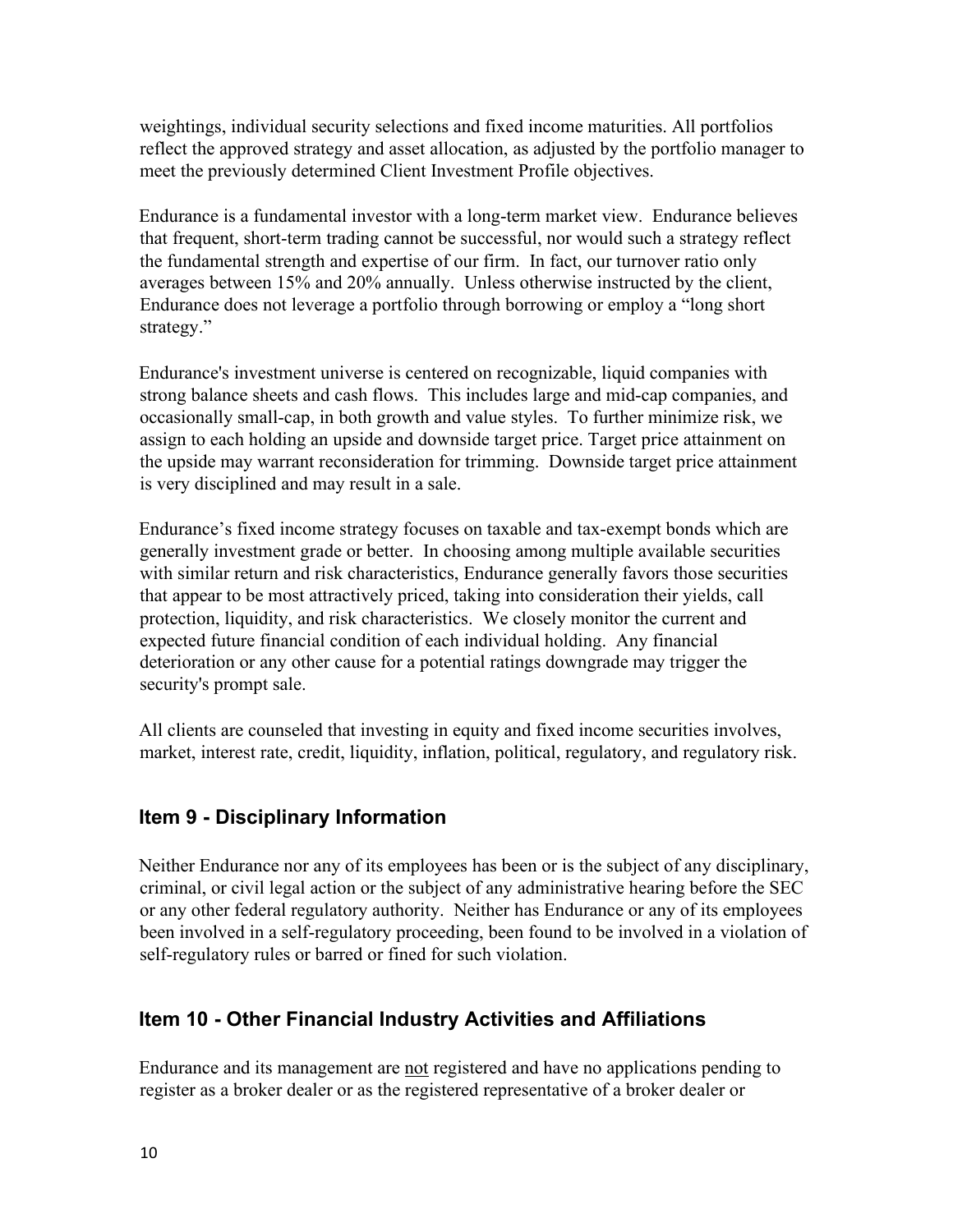weightings, individual security selections and fixed income maturities. All portfolios reflect the approved strategy and asset allocation, as adjusted by the portfolio manager to meet the previously determined Client Investment Profile objectives.

Endurance is a fundamental investor with a long-term market view. Endurance believes that frequent, short-term trading cannot be successful, nor would such a strategy reflect the fundamental strength and expertise of our firm. In fact, our turnover ratio only averages between 15% and 20% annually. Unless otherwise instructed by the client, Endurance does not leverage a portfolio through borrowing or employ a "long short strategy."

Endurance's investment universe is centered on recognizable, liquid companies with strong balance sheets and cash flows. This includes large and mid-cap companies, and occasionally small-cap, in both growth and value styles. To further minimize risk, we assign to each holding an upside and downside target price. Target price attainment on the upside may warrant reconsideration for trimming. Downside target price attainment is very disciplined and may result in a sale.

Endurance's fixed income strategy focuses on taxable and tax-exempt bonds which are generally investment grade or better. In choosing among multiple available securities with similar return and risk characteristics, Endurance generally favors those securities that appear to be most attractively priced, taking into consideration their yields, call protection, liquidity, and risk characteristics. We closely monitor the current and expected future financial condition of each individual holding. Any financial deterioration or any other cause for a potential ratings downgrade may trigger the security's prompt sale.

All clients are counseled that investing in equity and fixed income securities involves, market, interest rate, credit, liquidity, inflation, political, regulatory, and regulatory risk.

## Item 9 - Disciplinary Information

Neither Endurance nor any of its employees has been or is the subject of any disciplinary, criminal, or civil legal action or the subject of any administrative hearing before the SEC or any other federal regulatory authority. Neither has Endurance or any of its employees been involved in a self-regulatory proceeding, been found to be involved in a violation of self-regulatory rules or barred or fined for such violation.

## Item 10 - Other Financial Industry Activities and Affiliations

Endurance and its management are not registered and have no applications pending to register as a broker dealer or as the registered representative of a broker dealer or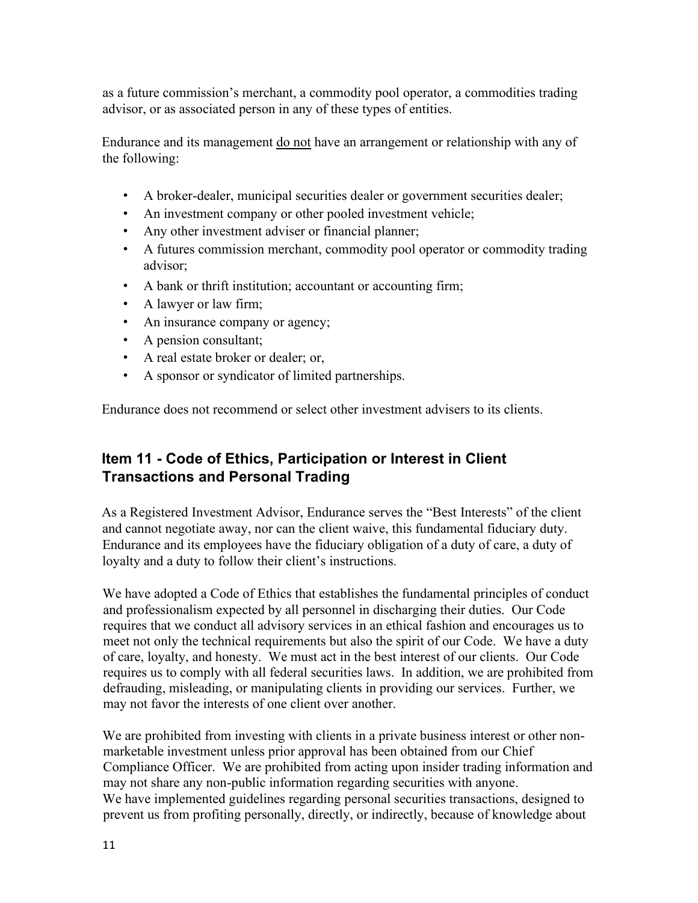as a future commission's merchant, a commodity pool operator, a commodities trading advisor, or as associated person in any of these types of entities.

Endurance and its management do not have an arrangement or relationship with any of the following:

- A broker-dealer, municipal securities dealer or government securities dealer;
- An investment company or other pooled investment vehicle;
- Any other investment adviser or financial planner;
- A futures commission merchant, commodity pool operator or commodity trading advisor;
- A bank or thrift institution; accountant or accounting firm;
- A lawyer or law firm;
- An insurance company or agency;
- A pension consultant;
- A real estate broker or dealer; or,
- A sponsor or syndicator of limited partnerships.

Endurance does not recommend or select other investment advisers to its clients.

## Item 11 - Code of Ethics, Participation or Interest in Client Transactions and Personal Trading

As a Registered Investment Advisor, Endurance serves the "Best Interests" of the client and cannot negotiate away, nor can the client waive, this fundamental fiduciary duty. Endurance and its employees have the fiduciary obligation of a duty of care, a duty of loyalty and a duty to follow their client's instructions.

We have adopted a Code of Ethics that establishes the fundamental principles of conduct and professionalism expected by all personnel in discharging their duties. Our Code requires that we conduct all advisory services in an ethical fashion and encourages us to meet not only the technical requirements but also the spirit of our Code. We have a duty of care, loyalty, and honesty. We must act in the best interest of our clients. Our Code requires us to comply with all federal securities laws. In addition, we are prohibited from defrauding, misleading, or manipulating clients in providing our services. Further, we may not favor the interests of one client over another.

We are prohibited from investing with clients in a private business interest or other non-marketable investment unless prior approval has been obtained from our Chief Compliance Officer. We are prohibited from acting upon insider trading information and may not share any non-public information regarding securities with anyone.
We have implemented guidelines regarding personal securities transactions, designed to prevent us from profiting personally, directly, or indirectly, because of knowledge about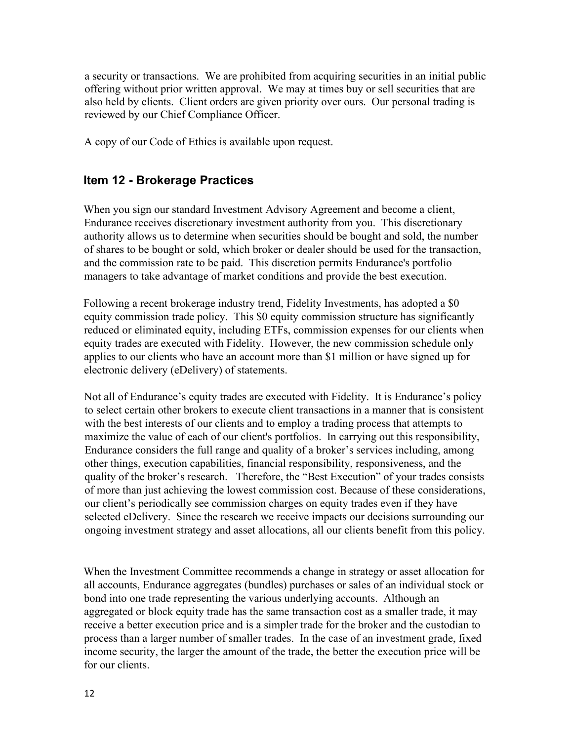a security or transactions. We are prohibited from acquiring securities in an initial public offering without prior written approval. We may at times buy or sell securities that are also held by clients. Client orders are given priority over ours. Our personal trading is reviewed by our Chief Compliance Officer.

A copy of our Code of Ethics is available upon request.

## Item 12 - Brokerage Practices

When you sign our standard Investment Advisory Agreement and become a client, Endurance receives discretionary investment authority from you. This discretionary authority allows us to determine when securities should be bought and sold, the number of shares to be bought or sold, which broker or dealer should be used for the transaction, and the commission rate to be paid. This discretion permits Endurance's portfolio managers to take advantage of market conditions and provide the best execution.

Following a recent brokerage industry trend, Fidelity Investments, has adopted a $0 equity commission trade policy. This $0 equity commission structure has significantly reduced or eliminated equity, including ETFs, commission expenses for our clients when equity trades are executed with Fidelity. However, the new commission schedule only applies to our clients who have an account more than $1 million or have signed up for electronic delivery (eDelivery) of statements.

Not all of Endurance's equity trades are executed with Fidelity. It is Endurance's policy to select certain other brokers to execute client transactions in a manner that is consistent with the best interests of our clients and to employ a trading process that attempts to maximize the value of each of our client's portfolios. In carrying out this responsibility, Endurance considers the full range and quality of a broker's services including, among other things, execution capabilities, financial responsibility, responsiveness, and the quality of the broker's research. Therefore, the "Best Execution" of your trades consists of more than just achieving the lowest commission cost. Because of these considerations, our client's periodically see commission charges on equity trades even if they have selected eDelivery. Since the research we receive impacts our decisions surrounding our ongoing investment strategy and asset allocations, all our clients benefit from this policy.

When the Investment Committee recommends a change in strategy or asset allocation for all accounts, Endurance aggregates (bundles) purchases or sales of an individual stock or bond into one trade representing the various underlying accounts. Although an aggregated or block equity trade has the same transaction cost as a smaller trade, it may receive a better execution price and is a simpler trade for the broker and the custodian to process than a larger number of smaller trades. In the case of an investment grade, fixed income security, the larger the amount of the trade, the better the execution price will be for our clients.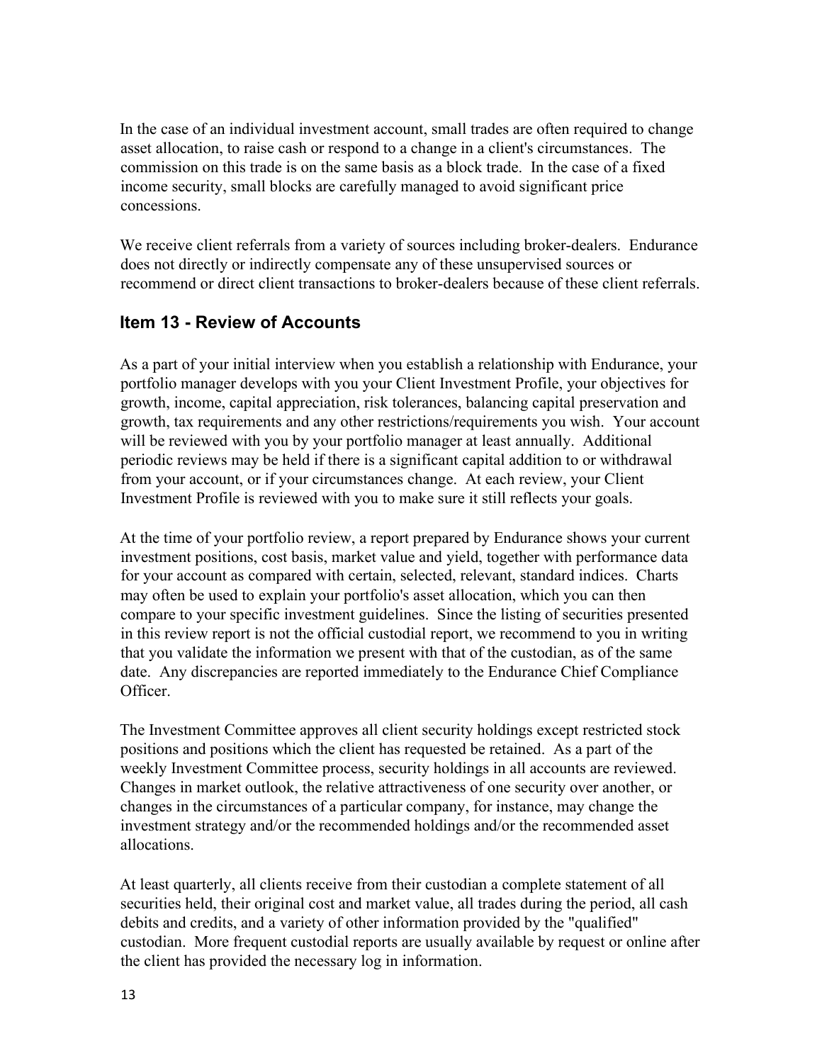In the case of an individual investment account, small trades are often required to change asset allocation, to raise cash or respond to a change in a client's circumstances. The commission on this trade is on the same basis as a block trade. In the case of a fixed income security, small blocks are carefully managed to avoid significant price concessions.

We receive client referrals from a variety of sources including broker-dealers. Endurance does not directly or indirectly compensate any of these unsupervised sources or recommend or direct client transactions to broker-dealers because of these client referrals.

## Item 13 - Review of Accounts

As a part of your initial interview when you establish a relationship with Endurance, your portfolio manager develops with you your Client Investment Profile, your objectives for growth, income, capital appreciation, risk tolerances, balancing capital preservation and growth, tax requirements and any other restrictions/requirements you wish. Your account will be reviewed with you by your portfolio manager at least annually. Additional periodic reviews may be held if there is a significant capital addition to or withdrawal from your account, or if your circumstances change. At each review, your Client Investment Profile is reviewed with you to make sure it still reflects your goals.

At the time of your portfolio review, a report prepared by Endurance shows your current investment positions, cost basis, market value and yield, together with performance data for your account as compared with certain, selected, relevant, standard indices. Charts may often be used to explain your portfolio's asset allocation, which you can then compare to your specific investment guidelines. Since the listing of securities presented in this review report is not the official custodial report, we recommend to you in writing that you validate the information we present with that of the custodian, as of the same date. Any discrepancies are reported immediately to the Endurance Chief Compliance Officer.

The Investment Committee approves all client security holdings except restricted stock positions and positions which the client has requested be retained. As a part of the weekly Investment Committee process, security holdings in all accounts are reviewed. Changes in market outlook, the relative attractiveness of one security over another, or changes in the circumstances of a particular company, for instance, may change the investment strategy and/or the recommended holdings and/or the recommended asset allocations.

At least quarterly, all clients receive from their custodian a complete statement of all securities held, their original cost and market value, all trades during the period, all cash debits and credits, and a variety of other information provided by the "qualified" custodian. More frequent custodial reports are usually available by request or online after the client has provided the necessary log in information.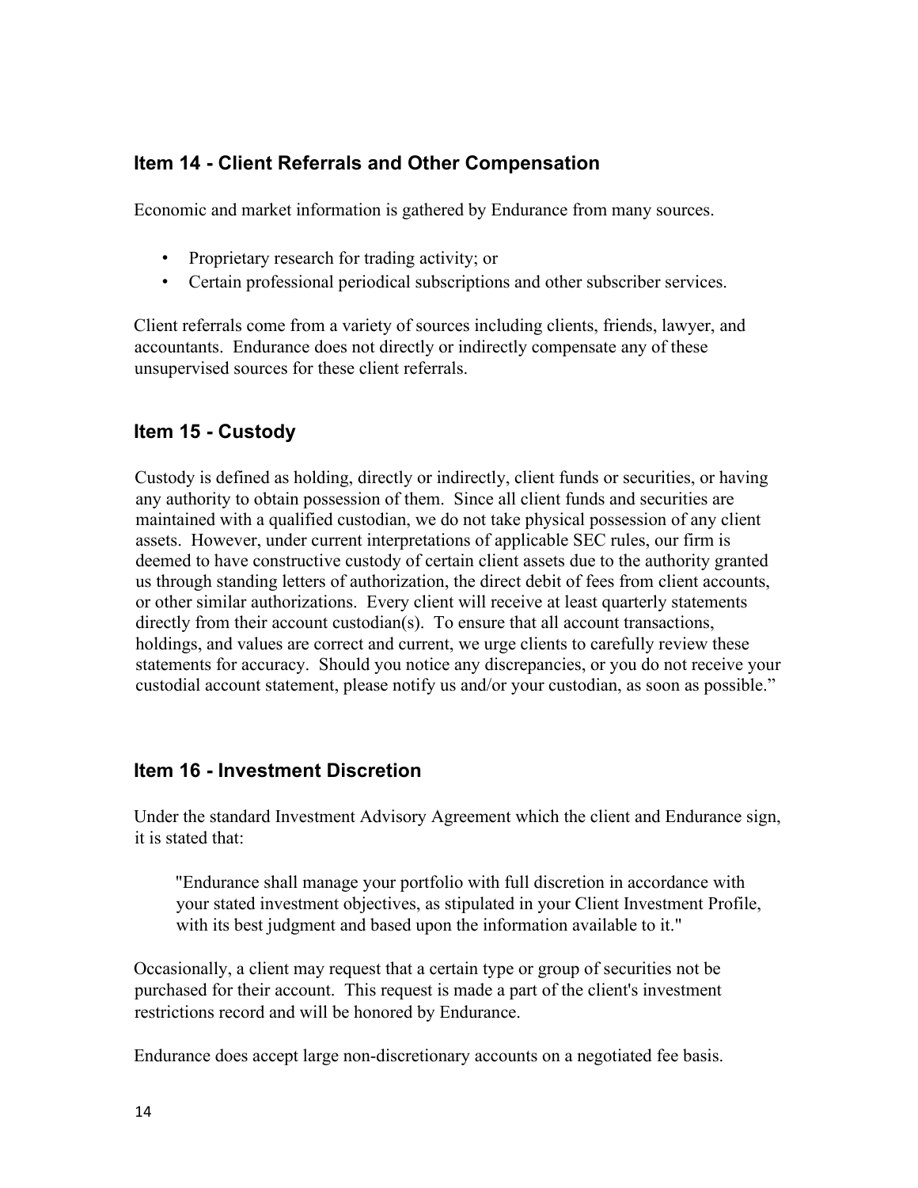## Item 14 - Client Referrals and Other Compensation

Economic and market information is gathered by Endurance from many sources.

- Proprietary research for trading activity; or
- Certain professional periodical subscriptions and other subscriber services.

Client referrals come from a variety of sources including clients, friends, lawyer, and accountants. Endurance does not directly or indirectly compensate any of these unsupervised sources for these client referrals.

## Item 15 - Custody

Custody is defined as holding, directly or indirectly, client funds or securities, or having any authority to obtain possession of them. Since all client funds and securities are maintained with a qualified custodian, we do not take physical possession of any client assets. However, under current interpretations of applicable SEC rules, our firm is deemed to have constructive custody of certain client assets due to the authority granted us through standing letters of authorization, the direct debit of fees from client accounts, or other similar authorizations. Every client will receive at least quarterly statements directly from their account custodian(s). To ensure that all account transactions, holdings, and values are correct and current, we urge clients to carefully review these statements for accuracy. Should you notice any discrepancies, or you do not receive your custodial account statement, please notify us and/or your custodian, as soon as possible."

## Item 16 - Investment Discretion

Under the standard Investment Advisory Agreement which the client and Endurance sign, it is stated that:

> "Endurance shall manage your portfolio with full discretion in accordance with your stated investment objectives, as stipulated in your Client Investment Profile, with its best judgment and based upon the information available to it."

Occasionally, a client may request that a certain type or group of securities not be purchased for their account. This request is made a part of the client's investment restrictions record and will be honored by Endurance.

Endurance does accept large non-discretionary accounts on a negotiated fee basis.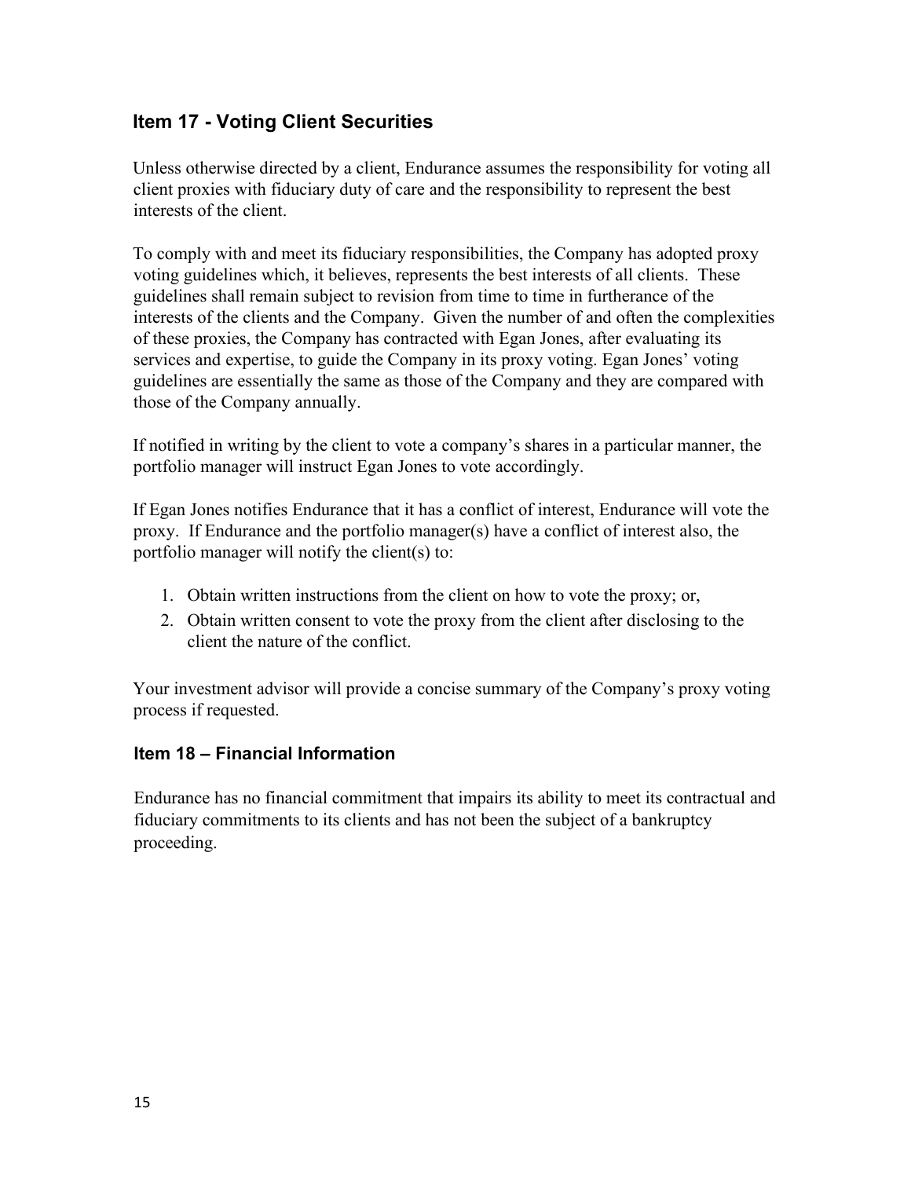## Item 17 - Voting Client Securities

Unless otherwise directed by a client, Endurance assumes the responsibility for voting all client proxies with fiduciary duty of care and the responsibility to represent the best interests of the client.

To comply with and meet its fiduciary responsibilities, the Company has adopted proxy voting guidelines which, it believes, represents the best interests of all clients. These guidelines shall remain subject to revision from time to time in furtherance of the interests of the clients and the Company. Given the number of and often the complexities of these proxies, the Company has contracted with Egan Jones, after evaluating its services and expertise, to guide the Company in its proxy voting. Egan Jones' voting guidelines are essentially the same as those of the Company and they are compared with those of the Company annually.

If notified in writing by the client to vote a company's shares in a particular manner, the portfolio manager will instruct Egan Jones to vote accordingly.

If Egan Jones notifies Endurance that it has a conflict of interest, Endurance will vote the proxy. If Endurance and the portfolio manager(s) have a conflict of interest also, the portfolio manager will notify the client(s) to:

1. Obtain written instructions from the client on how to vote the proxy; or,
2. Obtain written consent to vote the proxy from the client after disclosing to the client the nature of the conflict.

Your investment advisor will provide a concise summary of the Company's proxy voting process if requested.

## Item 18 – Financial Information

Endurance has no financial commitment that impairs its ability to meet its contractual and fiduciary commitments to its clients and has not been the subject of a bankruptcy proceeding.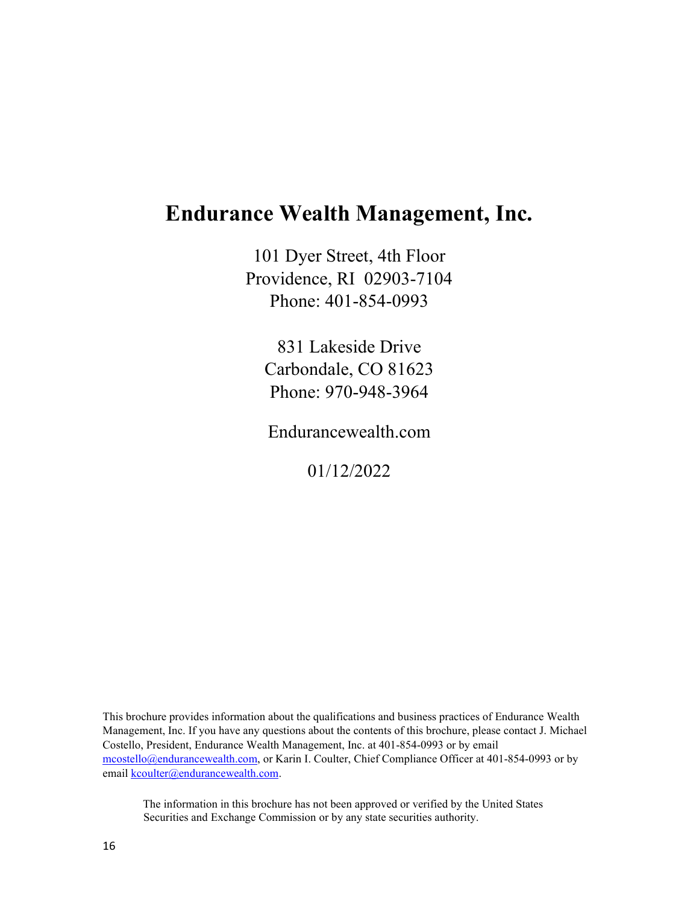# Endurance Wealth Management, Inc.

101 Dyer Street, 4th Floor
Providence, RI 02903-7104
Phone: 401-854-0993

831 Lakeside Drive
Carbondale, CO 81623
Phone: 970-948-3964

Endurancewealth.com

01/12/2022

This brochure provides information about the qualifications and business practices of Endurance Wealth Management, Inc. If you have any questions about the contents of this brochure, please contact J. Michael Costello, President, Endurance Wealth Management, Inc. at 401-854-0993 or by email mcostello@endurancewealth.com, or Karin I. Coulter, Chief Compliance Officer at 401-854-0993 or by email kcoulter@endurancewealth.com.

The information in this brochure has not been approved or verified by the United States Securities and Exchange Commission or by any state securities authority.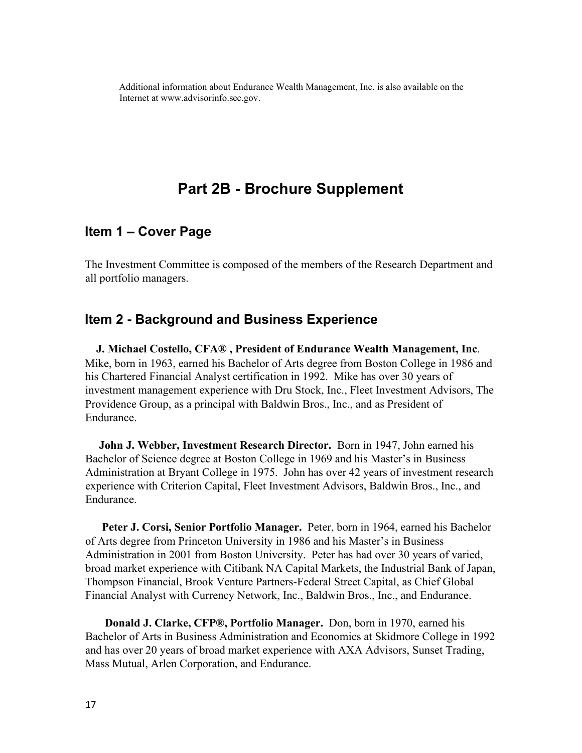Additional information about Endurance Wealth Management, Inc. is also available on the Internet at www.advisorinfo.sec.gov.

# Part 2B - Brochure Supplement

## Item 1 – Cover Page

The Investment Committee is composed of the members of the Research Department and all portfolio managers.

## Item 2 - Background and Business Experience

**J. Michael Costello, CFA® , President of Endurance Wealth Management, Inc**. Mike, born in 1963, earned his Bachelor of Arts degree from Boston College in 1986 and his Chartered Financial Analyst certification in 1992. Mike has over 30 years of investment management experience with Dru Stock, Inc., Fleet Investment Advisors, The Providence Group, as a principal with Baldwin Bros., Inc., and as President of Endurance.

**John J. Webber, Investment Research Director.** Born in 1947, John earned his Bachelor of Science degree at Boston College in 1969 and his Master's in Business Administration at Bryant College in 1975. John has over 42 years of investment research experience with Criterion Capital, Fleet Investment Advisors, Baldwin Bros., Inc., and Endurance.

**Peter J. Corsi, Senior Portfolio Manager.** Peter, born in 1964, earned his Bachelor of Arts degree from Princeton University in 1986 and his Master's in Business Administration in 2001 from Boston University. Peter has had over 30 years of varied, broad market experience with Citibank NA Capital Markets, the Industrial Bank of Japan, Thompson Financial, Brook Venture Partners-Federal Street Capital, as Chief Global Financial Analyst with Currency Network, Inc., Baldwin Bros., Inc., and Endurance.

**Donald J. Clarke, CFP®, Portfolio Manager.** Don, born in 1970, earned his Bachelor of Arts in Business Administration and Economics at Skidmore College in 1992 and has over 20 years of broad market experience with AXA Advisors, Sunset Trading, Mass Mutual, Arlen Corporation, and Endurance.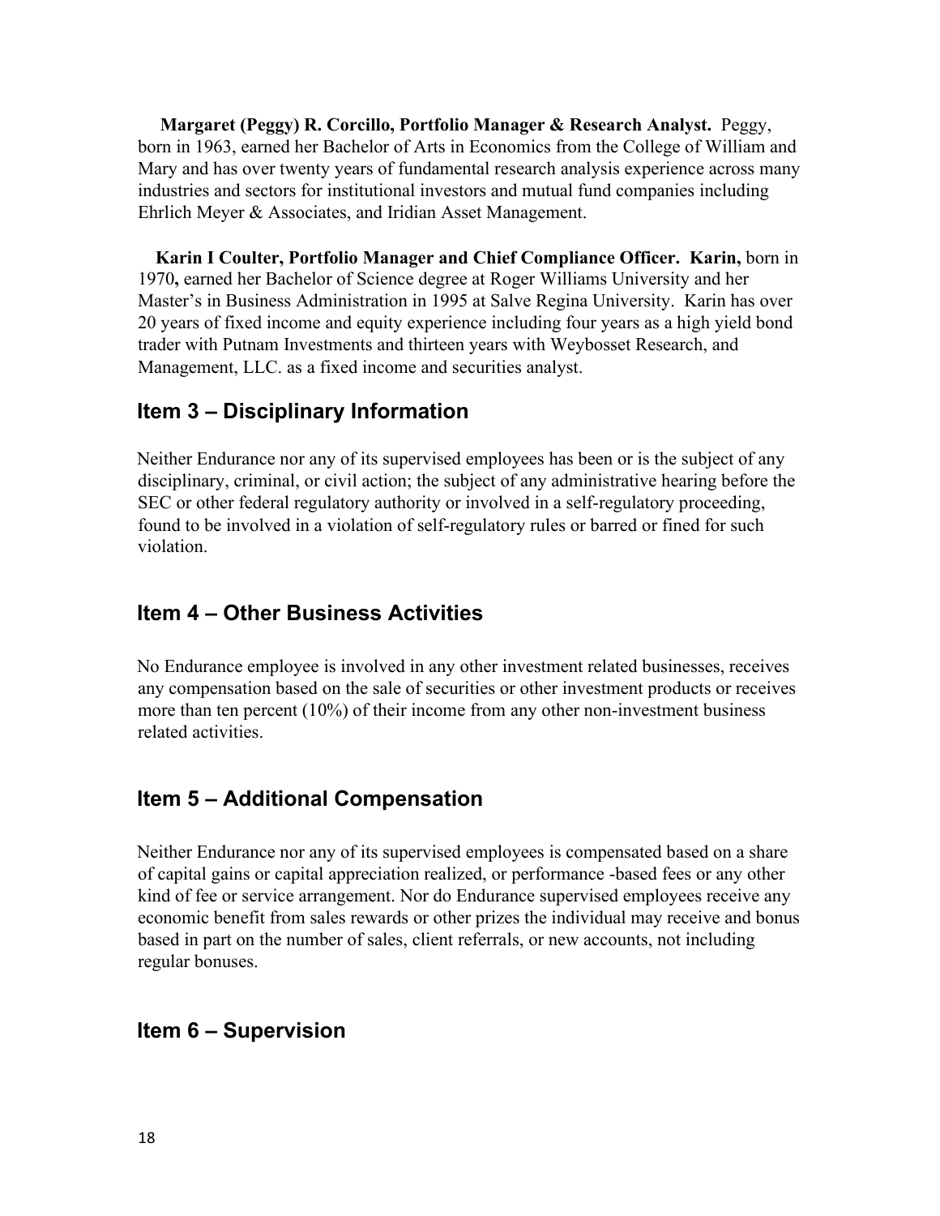**Margaret (Peggy) R. Corcillo, Portfolio Manager & Research Analyst.** Peggy, born in 1963, earned her Bachelor of Arts in Economics from the College of William and Mary and has over twenty years of fundamental research analysis experience across many industries and sectors for institutional investors and mutual fund companies including Ehrlich Meyer & Associates, and Iridian Asset Management.

**Karin I Coulter, Portfolio Manager and Chief Compliance Officer. Karin,** born in 1970**,** earned her Bachelor of Science degree at Roger Williams University and her Master's in Business Administration in 1995 at Salve Regina University. Karin has over 20 years of fixed income and equity experience including four years as a high yield bond trader with Putnam Investments and thirteen years with Weybosset Research, and Management, LLC. as a fixed income and securities analyst.

## Item 3 – Disciplinary Information

Neither Endurance nor any of its supervised employees has been or is the subject of any disciplinary, criminal, or civil action; the subject of any administrative hearing before the SEC or other federal regulatory authority or involved in a self-regulatory proceeding, found to be involved in a violation of self-regulatory rules or barred or fined for such violation.

## Item 4 – Other Business Activities

No Endurance employee is involved in any other investment related businesses, receives any compensation based on the sale of securities or other investment products or receives more than ten percent (10%) of their income from any other non-investment business related activities.

## Item 5 – Additional Compensation

Neither Endurance nor any of its supervised employees is compensated based on a share of capital gains or capital appreciation realized, or performance -based fees or any other kind of fee or service arrangement. Nor do Endurance supervised employees receive any economic benefit from sales rewards or other prizes the individual may receive and bonus based in part on the number of sales, client referrals, or new accounts, not including regular bonuses.

## Item 6 – Supervision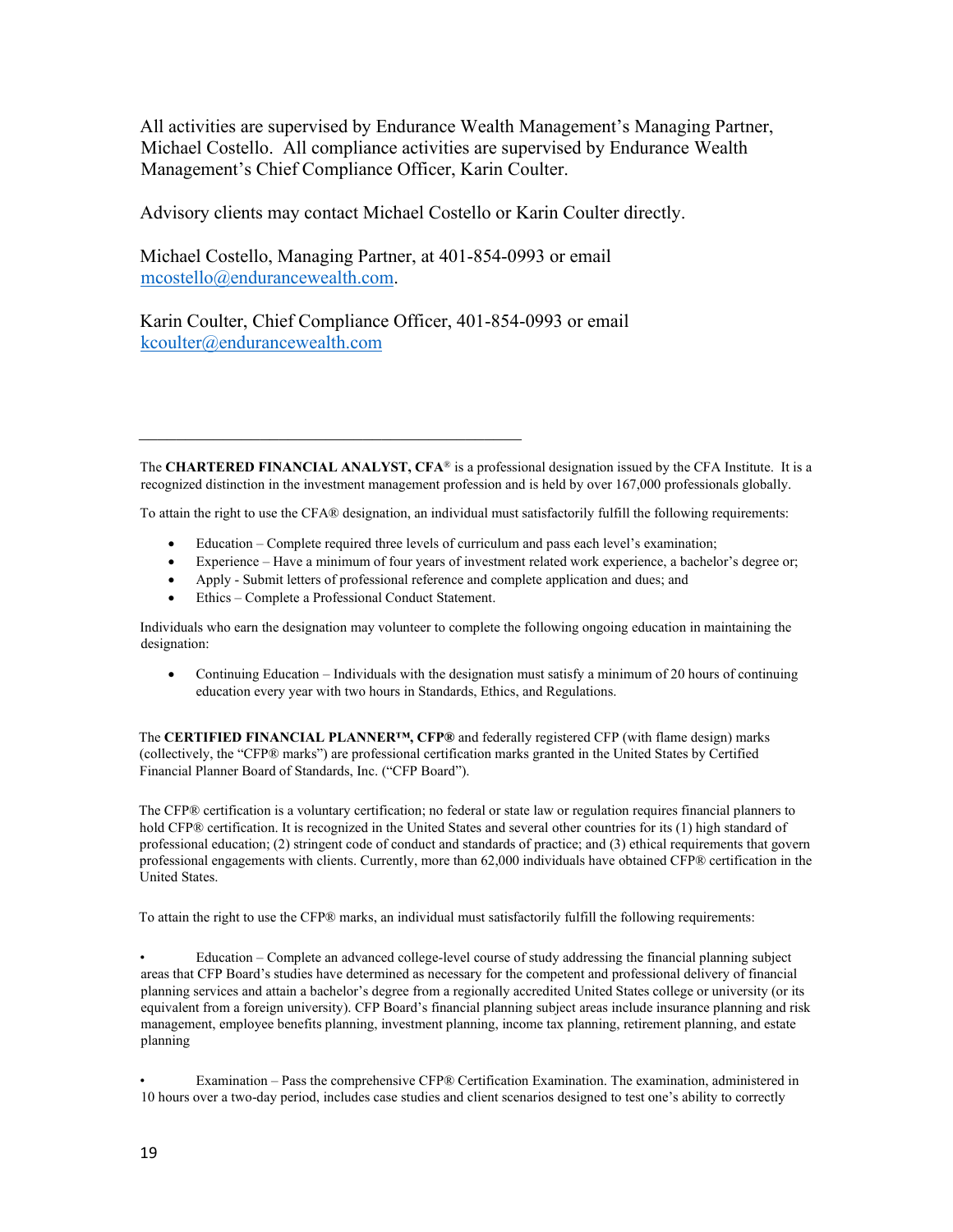All activities are supervised by Endurance Wealth Management's Managing Partner, Michael Costello. All compliance activities are supervised by Endurance Wealth Management's Chief Compliance Officer, Karin Coulter.

Advisory clients may contact Michael Costello or Karin Coulter directly.

Michael Costello, Managing Partner, at 401-854-0993 or email mcostello@endurancewealth.com.

Karin Coulter, Chief Compliance Officer, 401-854-0993 or email kcoulter@endurancewealth.com

---

The **CHARTERED FINANCIAL ANALYST, CFA®** is a professional designation issued by the CFA Institute. It is a recognized distinction in the investment management profession and is held by over 167,000 professionals globally.

To attain the right to use the CFA® designation, an individual must satisfactorily fulfill the following requirements:

- Education – Complete required three levels of curriculum and pass each level's examination;
- Experience – Have a minimum of four years of investment related work experience, a bachelor's degree or;
- Apply - Submit letters of professional reference and complete application and dues; and
- Ethics – Complete a Professional Conduct Statement.

Individuals who earn the designation may volunteer to complete the following ongoing education in maintaining the designation:

- Continuing Education – Individuals with the designation must satisfy a minimum of 20 hours of continuing education every year with two hours in Standards, Ethics, and Regulations.

The **CERTIFIED FINANCIAL PLANNER™, CFP®** and federally registered CFP (with flame design) marks (collectively, the "CFP® marks") are professional certification marks granted in the United States by Certified Financial Planner Board of Standards, Inc. ("CFP Board").

The CFP® certification is a voluntary certification; no federal or state law or regulation requires financial planners to hold CFP® certification. It is recognized in the United States and several other countries for its (1) high standard of professional education; (2) stringent code of conduct and standards of practice; and (3) ethical requirements that govern professional engagements with clients. Currently, more than 62,000 individuals have obtained CFP® certification in the United States.

To attain the right to use the CFP® marks, an individual must satisfactorily fulfill the following requirements:

- Education – Complete an advanced college-level course of study addressing the financial planning subject areas that CFP Board's studies have determined as necessary for the competent and professional delivery of financial planning services and attain a bachelor's degree from a regionally accredited United States college or university (or its equivalent from a foreign university). CFP Board's financial planning subject areas include insurance planning and risk management, employee benefits planning, investment planning, income tax planning, retirement planning, and estate planning

- Examination – Pass the comprehensive CFP® Certification Examination. The examination, administered in 10 hours over a two-day period, includes case studies and client scenarios designed to test one's ability to correctly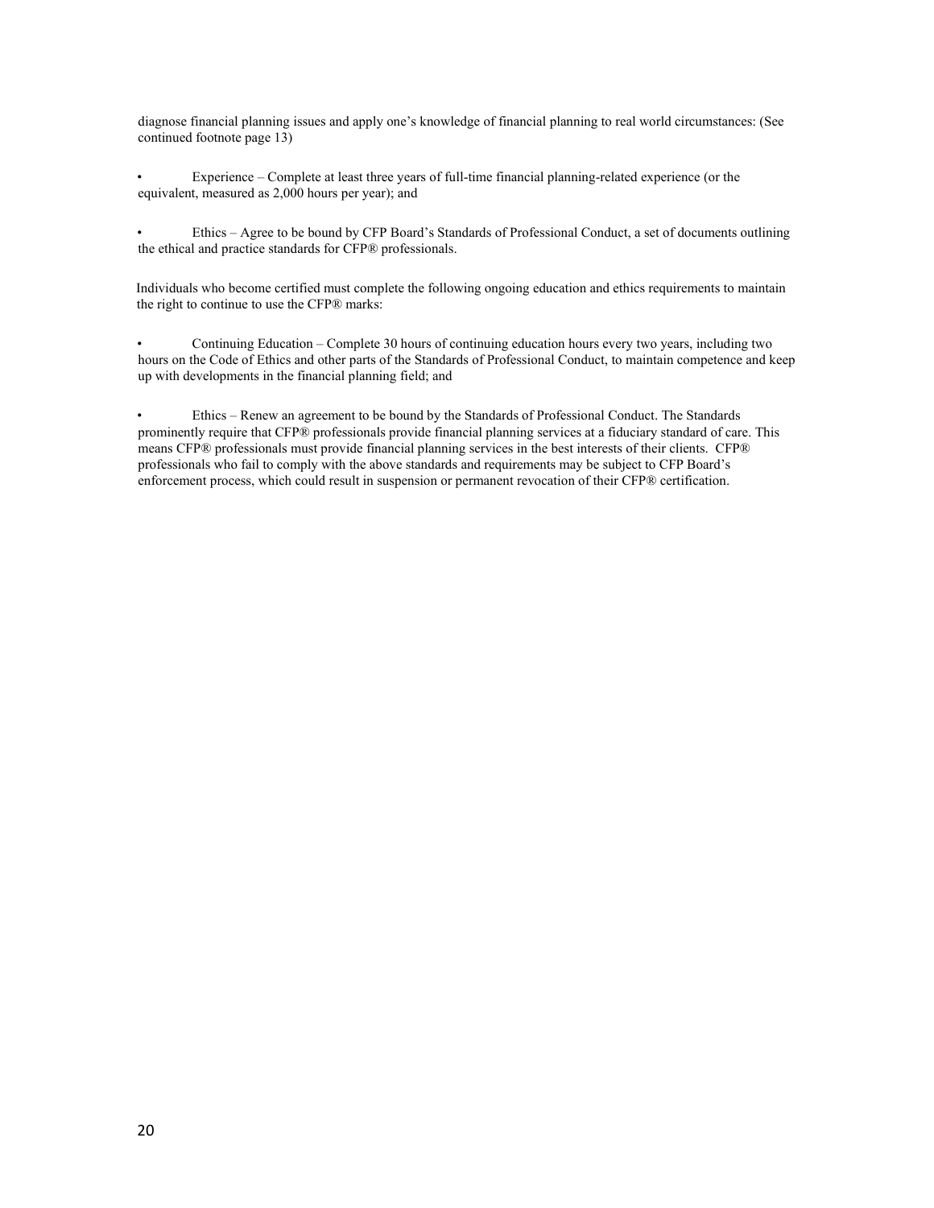diagnose financial planning issues and apply one's knowledge of financial planning to real world circumstances: (See continued footnote page 13)

- Experience – Complete at least three years of full-time financial planning-related experience (or the equivalent, measured as 2,000 hours per year); and

- Ethics – Agree to be bound by CFP Board's Standards of Professional Conduct, a set of documents outlining the ethical and practice standards for CFP® professionals.

Individuals who become certified must complete the following ongoing education and ethics requirements to maintain the right to continue to use the CFP® marks:

- Continuing Education – Complete 30 hours of continuing education hours every two years, including two hours on the Code of Ethics and other parts of the Standards of Professional Conduct, to maintain competence and keep up with developments in the financial planning field; and

- Ethics – Renew an agreement to be bound by the Standards of Professional Conduct. The Standards prominently require that CFP® professionals provide financial planning services at a fiduciary standard of care. This means CFP® professionals must provide financial planning services in the best interests of their clients. CFP® professionals who fail to comply with the above standards and requirements may be subject to CFP Board's enforcement process, which could result in suspension or permanent revocation of their CFP® certification.